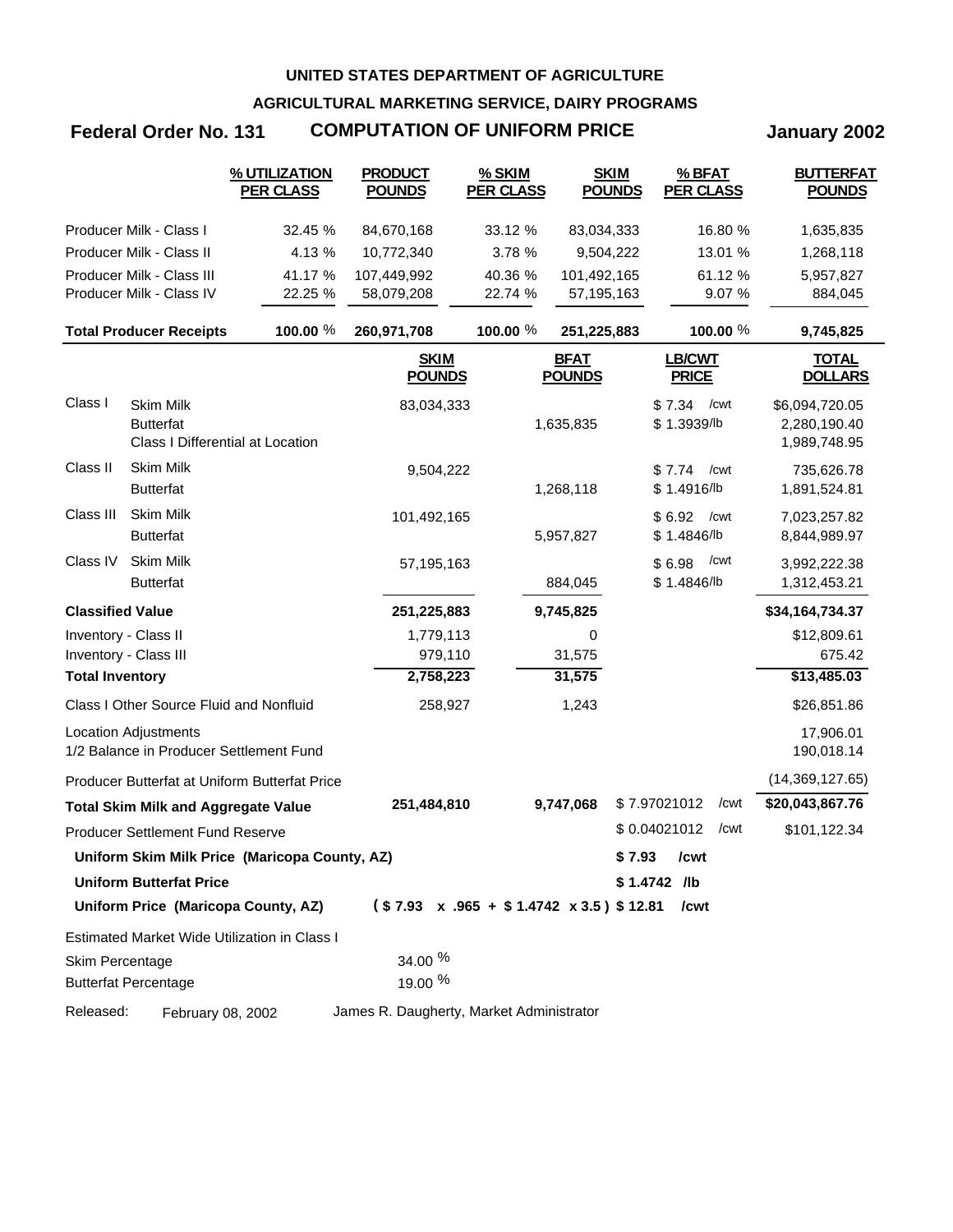**UNITED STATES DEPARTMENT OF AGRICULTURE**

**AGRICULTURAL MARKETING SERVICE, DAIRY PROGRAMS**

# Federal Order No. 131 — COMPUTATION OF UNIFORM PRICE — January 2002

| | % UTILIZATION PER CLASS | PRODUCT POUNDS | % SKIM PER CLASS | SKIM POUNDS | % BFAT PER CLASS | BUTTERFAT POUNDS |
|---|---|---|---|---|---|---|
| Producer Milk - Class I | 32.45 % | 84,670,168 | 33.12 % | 83,034,333 | 16.80 % | 1,635,835 |
| Producer Milk - Class II | 4.13 % | 10,772,340 | 3.78 % | 9,504,222 | 13.01 % | 1,268,118 |
| Producer Milk - Class III | 41.17 % | 107,449,992 | 40.36 % | 101,492,165 | 61.12 % | 5,957,827 |
| Producer Milk - Class IV | 22.25 % | 58,079,208 | 22.74 % | 57,195,163 | 9.07 % | 884,045 |
| **Total Producer Receipts** | **100.00 %** | **260,971,708** | **100.00 %** | **251,225,883** | **100.00 %** | **9,745,825** |

| | | SKIM POUNDS | BFAT POUNDS | LB/CWT PRICE | TOTAL DOLLARS |
|---|---|---|---|---|---|
| Class I | Skim Milk | 83,034,333 | | $ 7.34 /cwt | $6,094,720.05 |
| | Butterfat | | 1,635,835 | $ 1.3939/lb | 2,280,190.40 |
| | Class I Differential at Location | | | | 1,989,748.95 |
| Class II | Skim Milk | 9,504,222 | | $ 7.74 /cwt | 735,626.78 |
| | Butterfat | | 1,268,118 | $ 1.4916/lb | 1,891,524.81 |
| Class III | Skim Milk | 101,492,165 | | $ 6.92 /cwt | 7,023,257.82 |
| | Butterfat | | 5,957,827 | $ 1.4846/lb | 8,844,989.97 |
| Class IV | Skim Milk | 57,195,163 | | $ 6.98 /cwt | 3,992,222.38 |
| | Butterfat | | 884,045 | $ 1.4846/lb | 1,312,453.21 |
| **Classified Value** | | **251,225,883** | **9,745,825** | | **$34,164,734.37** |
| Inventory - Class II | | 1,779,113 | 0 | | $12,809.61 |
| Inventory - Class III | | 979,110 | 31,575 | | 675.42 |
| **Total Inventory** | | **2,758,223** | **31,575** | | **$13,485.03** |
| Class I Other Source Fluid and Nonfluid | | 258,927 | 1,243 | | $26,851.86 |
| Location Adjustments | | | | | 17,906.01 |
| 1/2 Balance in Producer Settlement Fund | | | | | 190,018.14 |
| Producer Butterfat at Uniform Butterfat Price | | | | | (14,369,127.65) |
| **Total Skim Milk and Aggregate Value** | | **251,484,810** | **9,747,068** | $ 7.97021012 /cwt | **$20,043,867.76** |
| Producer Settlement Fund Reserve | | | | $ 0.04021012 /cwt | $101,122.34 |
| **Uniform Skim Milk Price (Maricopa County, AZ)** | | | | **$ 7.93 /cwt** | |
| **Uniform Butterfat Price** | | | | **$ 1.4742 /lb** | |
| **Uniform Price (Maricopa County, AZ)** | | **( $ 7.93 x .965 + $ 1.4742 x 3.5 )** | | **$ 12.81 /cwt** | |

Estimated Market Wide Utilization in Class I

| | |
|---|---|
| Skim Percentage | 34.00 % |
| Butterfat Percentage | 19.00 % |

Released: February 08, 2002 — James R. Daugherty, Market Administrator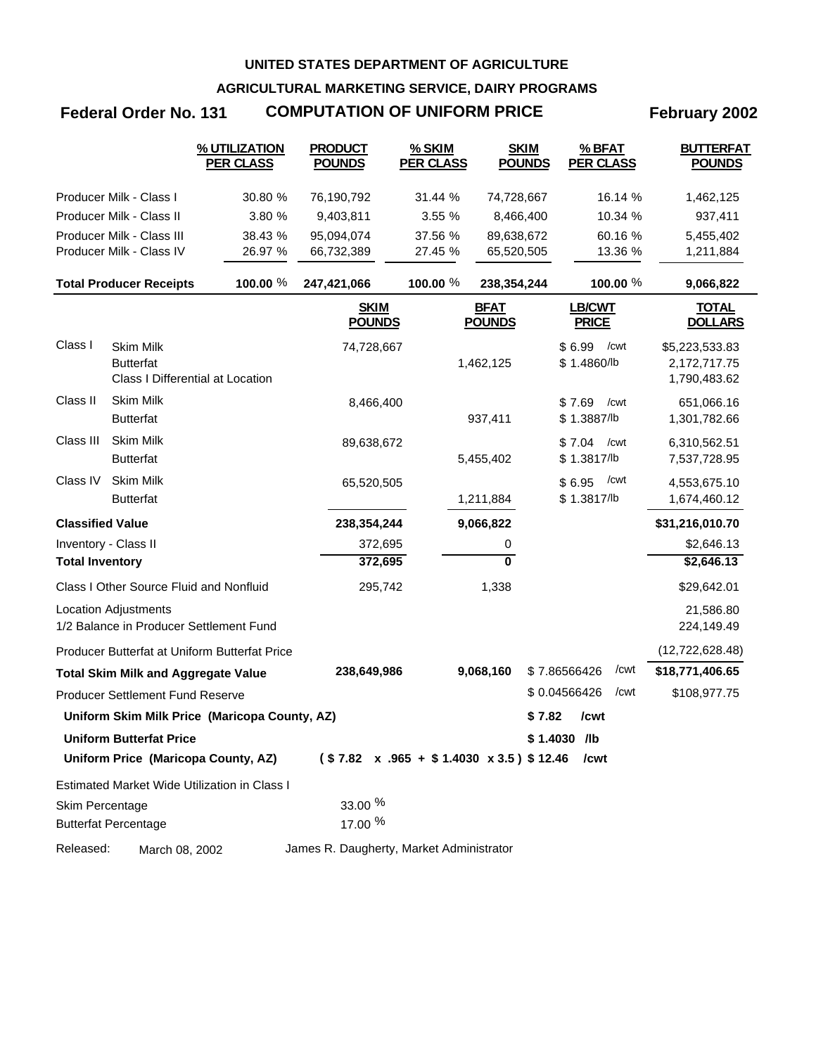# UNITED STATES DEPARTMENT OF AGRICULTURE

## AGRICULTURAL MARKETING SERVICE, DAIRY PROGRAMS

## Federal Order No. 131 — COMPUTATION OF UNIFORM PRICE — February 2002

| | % UTILIZATION PER CLASS | PRODUCT POUNDS | % SKIM PER CLASS | SKIM POUNDS | % BFAT PER CLASS | BUTTERFAT POUNDS |
|---|---|---|---|---|---|---|
| Producer Milk - Class I | 30.80 % | 76,190,792 | 31.44 % | 74,728,667 | 16.14 % | 1,462,125 |
| Producer Milk - Class II | 3.80 % | 9,403,811 | 3.55 % | 8,466,400 | 10.34 % | 937,411 |
| Producer Milk - Class III | 38.43 % | 95,094,074 | 37.56 % | 89,638,672 | 60.16 % | 5,455,402 |
| Producer Milk - Class IV | 26.97 % | 66,732,389 | 27.45 % | 65,520,505 | 13.36 % | 1,211,884 |
| **Total Producer Receipts** | **100.00 %** | **247,421,066** | **100.00 %** | **238,354,244** | **100.00 %** | **9,066,822** |

| | | SKIM POUNDS | BFAT POUNDS | LB/CWT PRICE | TOTAL DOLLARS |
|---|---|---|---|---|---|
| Class I | Skim Milk | 74,728,667 | | $ 6.99 /cwt | $5,223,533.83 |
| | Butterfat | | 1,462,125 | $ 1.4860/lb | 2,172,717.75 |
| | Class I Differential at Location | | | | 1,790,483.62 |
| Class II | Skim Milk | 8,466,400 | | $ 7.69 /cwt | 651,066.16 |
| | Butterfat | | 937,411 | $ 1.3887/lb | 1,301,782.66 |
| Class III | Skim Milk | 89,638,672 | | $ 7.04 /cwt | 6,310,562.51 |
| | Butterfat | | 5,455,402 | $ 1.3817/lb | 7,537,728.95 |
| Class IV | Skim Milk | 65,520,505 | | $ 6.95 /cwt | 4,553,675.10 |
| | Butterfat | | 1,211,884 | $ 1.3817/lb | 1,674,460.12 |
| **Classified Value** | | **238,354,244** | **9,066,822** | | **$31,216,010.70** |
| Inventory - Class II | | 372,695 | 0 | | $2,646.13 |
| **Total Inventory** | | **372,695** | **0** | | **$2,646.13** |
| Class I Other Source Fluid and Nonfluid | | 295,742 | 1,338 | | $29,642.01 |
| Location Adjustments | | | | | 21,586.80 |
| 1/2 Balance in Producer Settlement Fund | | | | | 224,149.49 |
| Producer Butterfat at Uniform Butterfat Price | | | | | (12,722,628.48) |
| **Total Skim Milk and Aggregate Value** | | **238,649,986** | **9,068,160** | $ 7.86566426 /cwt | **$18,771,406.65** |
| Producer Settlement Fund Reserve | | | | $ 0.04566426 /cwt | $108,977.75 |
| **Uniform Skim Milk Price (Maricopa County, AZ)** | | | | **$ 7.82 /cwt** | |
| **Uniform Butterfat Price** | | | | **$ 1.4030 /lb** | |
| **Uniform Price (Maricopa County, AZ)** | | **( $ 7.82 x .965 + $ 1.4030 x 3.5 )** | | **$ 12.46 /cwt** | |

Estimated Market Wide Utilization in Class I

| | |
|---|---|
| Skim Percentage | 33.00 % |
| Butterfat Percentage | 17.00 % |

Released: March 08, 2002 — James R. Daugherty, Market Administrator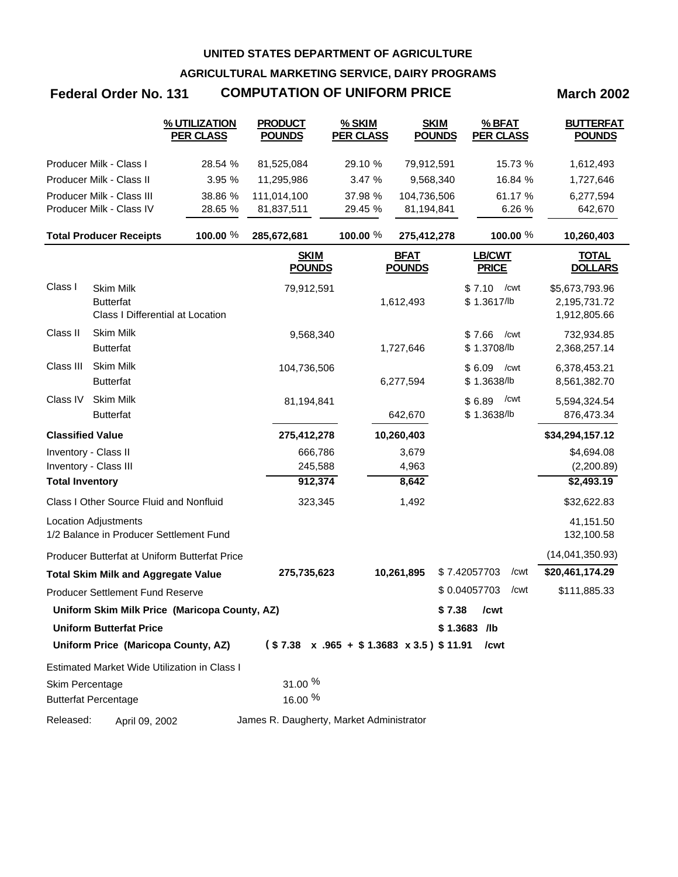**UNITED STATES DEPARTMENT OF AGRICULTURE**

**AGRICULTURAL MARKETING SERVICE, DAIRY PROGRAMS**

# Federal Order No. 131 — COMPUTATION OF UNIFORM PRICE — March 2002

| | % UTILIZATION PER CLASS | PRODUCT POUNDS | % SKIM PER CLASS | SKIM POUNDS | % BFAT PER CLASS | BUTTERFAT POUNDS |
|---|---|---|---|---|---|---|
| Producer Milk - Class I | 28.54 % | 81,525,084 | 29.10 % | 79,912,591 | 15.73 % | 1,612,493 |
| Producer Milk - Class II | 3.95 % | 11,295,986 | 3.47 % | 9,568,340 | 16.84 % | 1,727,646 |
| Producer Milk - Class III | 38.86 % | 111,014,100 | 37.98 % | 104,736,506 | 61.17 % | 6,277,594 |
| Producer Milk - Class IV | 28.65 % | 81,837,511 | 29.45 % | 81,194,841 | 6.26 % | 642,670 |
| **Total Producer Receipts** | **100.00 %** | **285,672,681** | **100.00 %** | **275,412,278** | **100.00 %** | **10,260,403** |

| | | SKIM POUNDS | BFAT POUNDS | LB/CWT PRICE | TOTAL DOLLARS |
|---|---|---|---|---|---|
| Class I | Skim Milk | 79,912,591 | | $ 7.10 /cwt | $5,673,793.96 |
| | Butterfat | | 1,612,493 | $ 1.3617/lb | 2,195,731.72 |
| | Class I Differential at Location | | | | 1,912,805.66 |
| Class II | Skim Milk | 9,568,340 | | $ 7.66 /cwt | 732,934.85 |
| | Butterfat | | 1,727,646 | $ 1.3708/lb | 2,368,257.14 |
| Class III | Skim Milk | 104,736,506 | | $ 6.09 /cwt | 6,378,453.21 |
| | Butterfat | | 6,277,594 | $ 1.3638/lb | 8,561,382.70 |
| Class IV | Skim Milk | 81,194,841 | | $ 6.89 /cwt | 5,594,324.54 |
| | Butterfat | | 642,670 | $ 1.3638/lb | 876,473.34 |
| **Classified Value** | | **275,412,278** | **10,260,403** | | **$34,294,157.12** |
| Inventory - Class II | | 666,786 | 3,679 | | $4,694.08 |
| Inventory - Class III | | 245,588 | 4,963 | | (2,200.89) |
| **Total Inventory** | | **912,374** | **8,642** | | **$2,493.19** |
| Class I Other Source Fluid and Nonfluid | | 323,345 | 1,492 | | $32,622.83 |
| Location Adjustments | | | | | 41,151.50 |
| 1/2 Balance in Producer Settlement Fund | | | | | 132,100.58 |
| Producer Butterfat at Uniform Butterfat Price | | | | | (14,041,350.93) |
| **Total Skim Milk and Aggregate Value** | | **275,735,623** | **10,261,895** | $ 7.42057703 /cwt | **$20,461,174.29** |
| Producer Settlement Fund Reserve | | | | $ 0.04057703 /cwt | $111,885.33 |

**Uniform Skim Milk Price (Maricopa County, AZ)** — **$ 7.38 /cwt**

**Uniform Butterfat Price** — **$ 1.3683 /lb**

**Uniform Price (Maricopa County, AZ)** — **( $ 7.38 x .965 + $ 1.3683 x 3.5 ) $ 11.91 /cwt**

Estimated Market Wide Utilization in Class I

| | |
|---|---|
| Skim Percentage | 31.00 % |
| Butterfat Percentage | 16.00 % |

Released: April 09, 2002 — James R. Daugherty, Market Administrator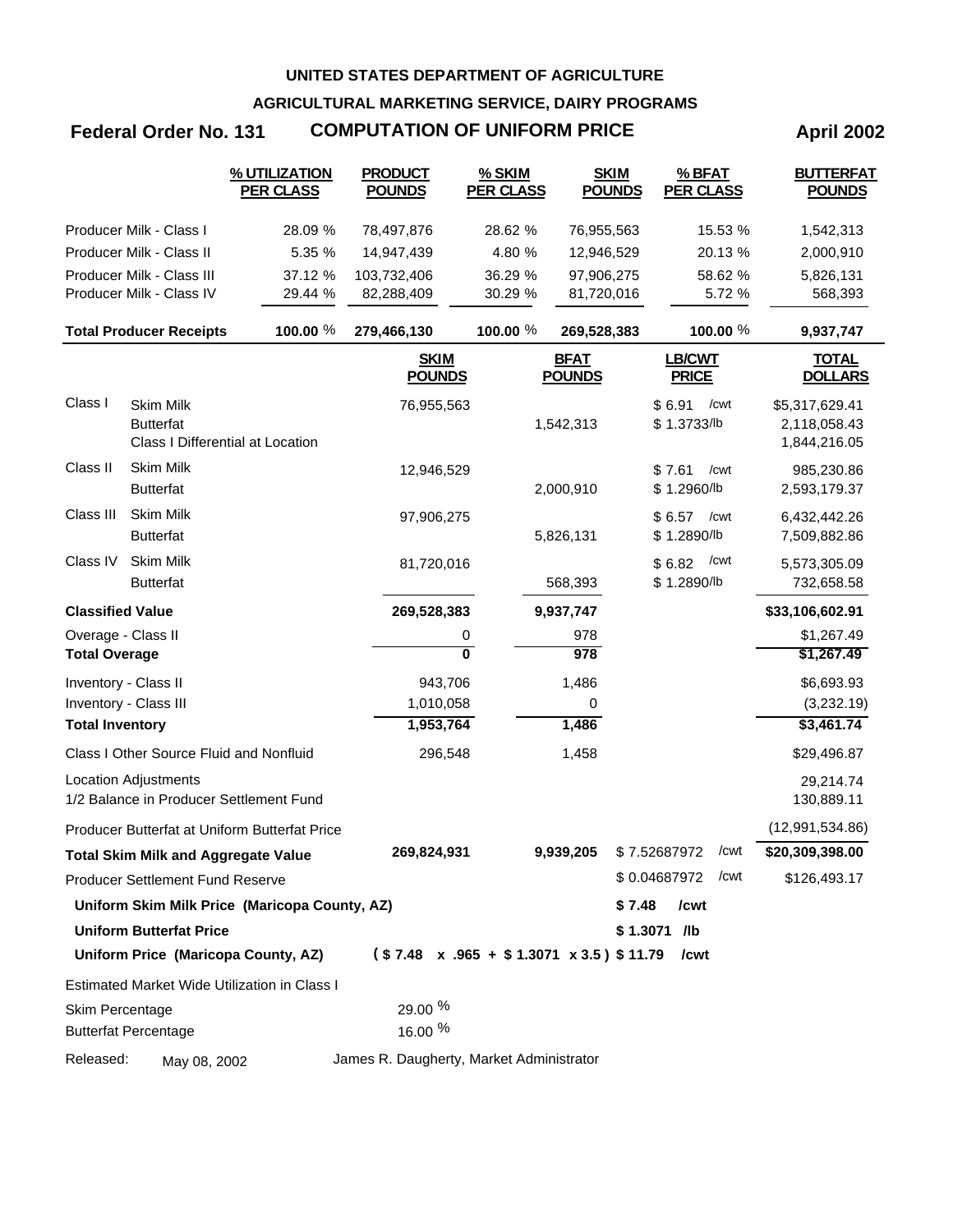**UNITED STATES DEPARTMENT OF AGRICULTURE**

**AGRICULTURAL MARKETING SERVICE, DAIRY PROGRAMS**

## Federal Order No. 131 — COMPUTATION OF UNIFORM PRICE — April 2002

| | % UTILIZATION PER CLASS | PRODUCT POUNDS | % SKIM PER CLASS | SKIM POUNDS | % BFAT PER CLASS | BUTTERFAT POUNDS |
|---|---|---|---|---|---|---|
| Producer Milk - Class I | 28.09 % | 78,497,876 | 28.62 % | 76,955,563 | 15.53 % | 1,542,313 |
| Producer Milk - Class II | 5.35 % | 14,947,439 | 4.80 % | 12,946,529 | 20.13 % | 2,000,910 |
| Producer Milk - Class III | 37.12 % | 103,732,406 | 36.29 % | 97,906,275 | 58.62 % | 5,826,131 |
| Producer Milk - Class IV | 29.44 % | 82,288,409 | 30.29 % | 81,720,016 | 5.72 % | 568,393 |
| **Total Producer Receipts** | **100.00 %** | **279,466,130** | **100.00 %** | **269,528,383** | **100.00 %** | **9,937,747** |

| | | SKIM POUNDS | BFAT POUNDS | LB/CWT PRICE | TOTAL DOLLARS |
|---|---|---|---|---|---|
| Class I | Skim Milk | 76,955,563 | | $ 6.91 /cwt | $5,317,629.41 |
| | Butterfat | | 1,542,313 | $ 1.3733/lb | 2,118,058.43 |
| | Class I Differential at Location | | | | 1,844,216.05 |
| Class II | Skim Milk | 12,946,529 | | $ 7.61 /cwt | 985,230.86 |
| | Butterfat | | 2,000,910 | $ 1.2960/lb | 2,593,179.37 |
| Class III | Skim Milk | 97,906,275 | | $ 6.57 /cwt | 6,432,442.26 |
| | Butterfat | | 5,826,131 | $ 1.2890/lb | 7,509,882.86 |
| Class IV | Skim Milk | 81,720,016 | | $ 6.82 /cwt | 5,573,305.09 |
| | Butterfat | | 568,393 | $ 1.2890/lb | 732,658.58 |
| **Classified Value** | | **269,528,383** | **9,937,747** | | **$33,106,602.91** |
| Overage - Class II | | 0 | 978 | | $1,267.49 |
| **Total Overage** | | **0** | **978** | | **$1,267.49** |
| Inventory - Class II | | 943,706 | 1,486 | | $6,693.93 |
| Inventory - Class III | | 1,010,058 | 0 | | (3,232.19) |
| **Total Inventory** | | **1,953,764** | **1,486** | | **$3,461.74** |
| Class I Other Source Fluid and Nonfluid | | 296,548 | 1,458 | | $29,496.87 |
| Location Adjustments | | | | | 29,214.74 |
| 1/2 Balance in Producer Settlement Fund | | | | | 130,889.11 |
| Producer Butterfat at Uniform Butterfat Price | | | | | (12,991,534.86) |
| **Total Skim Milk and Aggregate Value** | | **269,824,931** | **9,939,205** | $ 7.52687972 /cwt | **$20,309,398.00** |
| Producer Settlement Fund Reserve | | | | $ 0.04687972 /cwt | $126,493.17 |

**Uniform Skim Milk Price (Maricopa County, AZ)** — **$ 7.48 /cwt**

**Uniform Butterfat Price** — **$ 1.3071 /lb**

**Uniform Price (Maricopa County, AZ)** — **( $ 7.48 x .965 + $ 1.3071 x 3.5 ) $ 11.79 /cwt**

Estimated Market Wide Utilization in Class I

| | |
|---|---|
| Skim Percentage | 29.00 % |
| Butterfat Percentage | 16.00 % |

Released: May 08, 2002 — James R. Daugherty, Market Administrator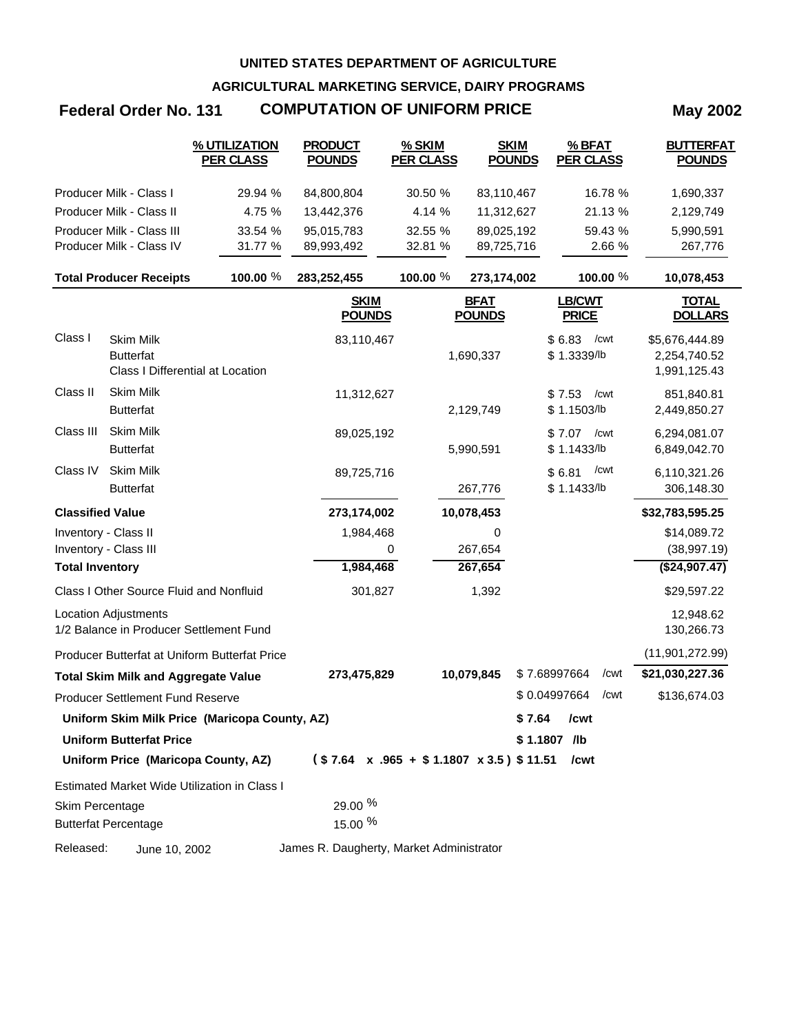**UNITED STATES DEPARTMENT OF AGRICULTURE**

**AGRICULTURAL MARKETING SERVICE, DAIRY PROGRAMS**

# Federal Order No. 131 — COMPUTATION OF UNIFORM PRICE — May 2002

| | % UTILIZATION PER CLASS | PRODUCT POUNDS | % SKIM PER CLASS | SKIM POUNDS | % BFAT PER CLASS | BUTTERFAT POUNDS |
|---|---|---|---|---|---|---|
| Producer Milk - Class I | 29.94 % | 84,800,804 | 30.50 % | 83,110,467 | 16.78 % | 1,690,337 |
| Producer Milk - Class II | 4.75 % | 13,442,376 | 4.14 % | 11,312,627 | 21.13 % | 2,129,749 |
| Producer Milk - Class III | 33.54 % | 95,015,783 | 32.55 % | 89,025,192 | 59.43 % | 5,990,591 |
| Producer Milk - Class IV | 31.77 % | 89,993,492 | 32.81 % | 89,725,716 | 2.66 % | 267,776 |
| **Total Producer Receipts** | **100.00 %** | **283,252,455** | **100.00 %** | **273,174,002** | **100.00 %** | **10,078,453** |

| | | SKIM POUNDS | BFAT POUNDS | LB/CWT PRICE | TOTAL DOLLARS |
|---|---|---|---|---|---|
| Class I | Skim Milk | 83,110,467 | | $ 6.83 /cwt | $5,676,444.89 |
| | Butterfat | | 1,690,337 | $ 1.3339/lb | 2,254,740.52 |
| | Class I Differential at Location | | | | 1,991,125.43 |
| Class II | Skim Milk | 11,312,627 | | $ 7.53 /cwt | 851,840.81 |
| | Butterfat | | 2,129,749 | $ 1.1503/lb | 2,449,850.27 |
| Class III | Skim Milk | 89,025,192 | | $ 7.07 /cwt | 6,294,081.07 |
| | Butterfat | | 5,990,591 | $ 1.1433/lb | 6,849,042.70 |
| Class IV | Skim Milk | 89,725,716 | | $ 6.81 /cwt | 6,110,321.26 |
| | Butterfat | | 267,776 | $ 1.1433/lb | 306,148.30 |
| **Classified Value** | | **273,174,002** | **10,078,453** | | **$32,783,595.25** |
| Inventory - Class II | | 1,984,468 | 0 | | $14,089.72 |
| Inventory - Class III | | 0 | 267,654 | | (38,997.19) |
| **Total Inventory** | | **1,984,468** | **267,654** | | **($24,907.47)** |
| Class I Other Source Fluid and Nonfluid | | 301,827 | 1,392 | | $29,597.22 |
| Location Adjustments | | | | | 12,948.62 |
| 1/2 Balance in Producer Settlement Fund | | | | | 130,266.73 |
| Producer Butterfat at Uniform Butterfat Price | | | | | (11,901,272.99) |
| **Total Skim Milk and Aggregate Value** | | **273,475,829** | **10,079,845** | $ 7.68997664 /cwt | **$21,030,227.36** |
| Producer Settlement Fund Reserve | | | | $ 0.04997664 /cwt | $136,674.03 |
| **Uniform Skim Milk Price (Maricopa County, AZ)** | | | | **$ 7.64 /cwt** | |
| **Uniform Butterfat Price** | | | | **$ 1.1807 /lb** | |
| **Uniform Price (Maricopa County, AZ)** | | **( $ 7.64 x .965 + $ 1.1807 x 3.5 )** | | **$ 11.51 /cwt** | |

Estimated Market Wide Utilization in Class I

| | |
|---|---|
| Skim Percentage | 29.00 % |
| Butterfat Percentage | 15.00 % |

Released: June 10, 2002 — James R. Daugherty, Market Administrator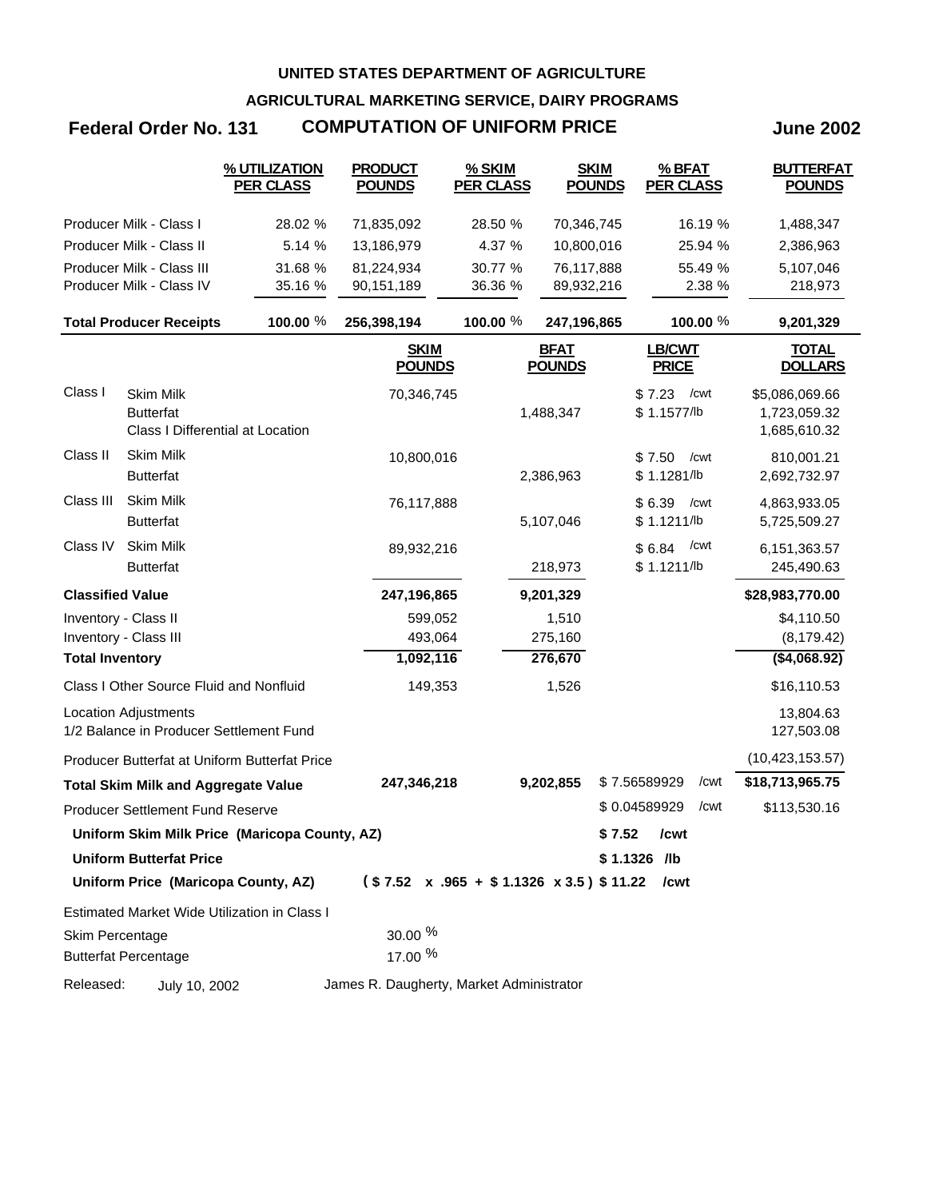**UNITED STATES DEPARTMENT OF AGRICULTURE**

**AGRICULTURAL MARKETING SERVICE, DAIRY PROGRAMS**

# Federal Order No. 131 — COMPUTATION OF UNIFORM PRICE — June 2002

| | % UTILIZATION PER CLASS | PRODUCT POUNDS | % SKIM PER CLASS | SKIM POUNDS | % BFAT PER CLASS | BUTTERFAT POUNDS |
|---|---|---|---|---|---|---|
| Producer Milk - Class I | 28.02 % | 71,835,092 | 28.50 % | 70,346,745 | 16.19 % | 1,488,347 |
| Producer Milk - Class II | 5.14 % | 13,186,979 | 4.37 % | 10,800,016 | 25.94 % | 2,386,963 |
| Producer Milk - Class III | 31.68 % | 81,224,934 | 30.77 % | 76,117,888 | 55.49 % | 5,107,046 |
| Producer Milk - Class IV | 35.16 % | 90,151,189 | 36.36 % | 89,932,216 | 2.38 % | 218,973 |
| **Total Producer Receipts** | **100.00 %** | **256,398,194** | **100.00 %** | **247,196,865** | **100.00 %** | **9,201,329** |

| | | SKIM POUNDS | BFAT POUNDS | LB/CWT PRICE | TOTAL DOLLARS |
|---|---|---|---|---|---|
| Class I | Skim Milk | 70,346,745 | | $ 7.23 /cwt | $5,086,069.66 |
| | Butterfat | | 1,488,347 | $ 1.1577/lb | 1,723,059.32 |
| | Class I Differential at Location | | | | 1,685,610.32 |
| Class II | Skim Milk | 10,800,016 | | $ 7.50 /cwt | 810,001.21 |
| | Butterfat | | 2,386,963 | $ 1.1281/lb | 2,692,732.97 |
| Class III | Skim Milk | 76,117,888 | | $ 6.39 /cwt | 4,863,933.05 |
| | Butterfat | | 5,107,046 | $ 1.1211/lb | 5,725,509.27 |
| Class IV | Skim Milk | 89,932,216 | | $ 6.84 /cwt | 6,151,363.57 |
| | Butterfat | | 218,973 | $ 1.1211/lb | 245,490.63 |
| **Classified Value** | | **247,196,865** | **9,201,329** | | **$28,983,770.00** |
| Inventory - Class II | | 599,052 | 1,510 | | $4,110.50 |
| Inventory - Class III | | 493,064 | 275,160 | | (8,179.42) |
| **Total Inventory** | | **1,092,116** | **276,670** | | **($4,068.92)** |
| Class I Other Source Fluid and Nonfluid | | 149,353 | 1,526 | | $16,110.53 |
| Location Adjustments | | | | | 13,804.63 |
| 1/2 Balance in Producer Settlement Fund | | | | | 127,503.08 |
| Producer Butterfat at Uniform Butterfat Price | | | | | (10,423,153.57) |
| **Total Skim Milk and Aggregate Value** | | **247,346,218** | **9,202,855** | $ 7.56589929 /cwt | **$18,713,965.75** |
| Producer Settlement Fund Reserve | | | | $ 0.04589929 /cwt | $113,530.16 |

**Uniform Skim Milk Price (Maricopa County, AZ)** — **$ 7.52 /cwt**

**Uniform Butterfat Price** — **$ 1.1326 /lb**

**Uniform Price (Maricopa County, AZ)** — **( $ 7.52 x .965 + $ 1.1326 x 3.5 ) $ 11.22 /cwt**

Estimated Market Wide Utilization in Class I

Skim Percentage 30.00 %

Butterfat Percentage 17.00 %

Released: July 10, 2002 — James R. Daugherty, Market Administrator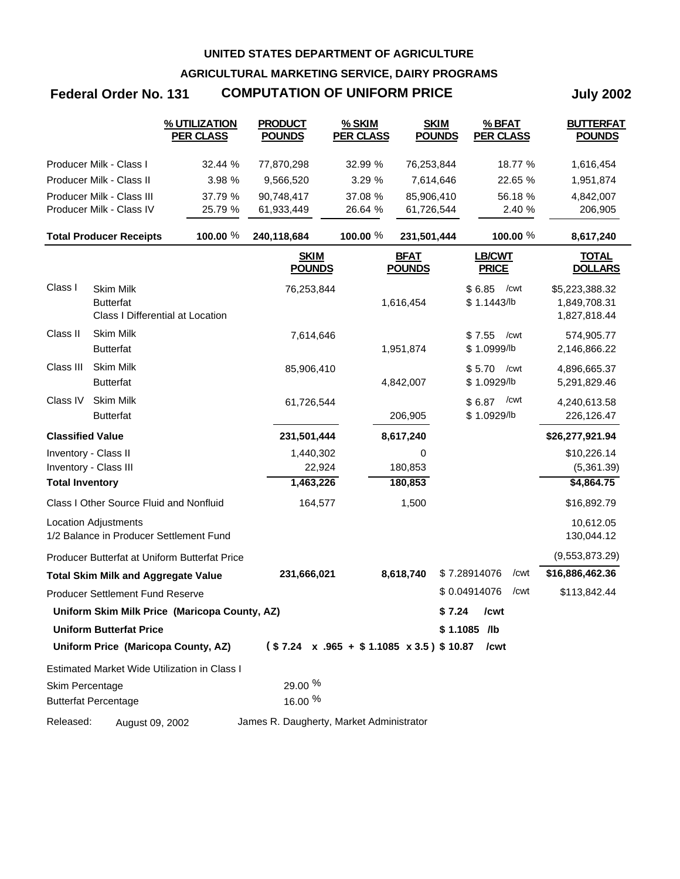**UNITED STATES DEPARTMENT OF AGRICULTURE**

**AGRICULTURAL MARKETING SERVICE, DAIRY PROGRAMS**

# Federal Order No. 131 — COMPUTATION OF UNIFORM PRICE — July 2002

| | % UTILIZATION PER CLASS | PRODUCT POUNDS | % SKIM PER CLASS | SKIM POUNDS | % BFAT PER CLASS | BUTTERFAT POUNDS |
|---|---|---|---|---|---|---|
| Producer Milk - Class I | 32.44 % | 77,870,298 | 32.99 % | 76,253,844 | 18.77 % | 1,616,454 |
| Producer Milk - Class II | 3.98 % | 9,566,520 | 3.29 % | 7,614,646 | 22.65 % | 1,951,874 |
| Producer Milk - Class III | 37.79 % | 90,748,417 | 37.08 % | 85,906,410 | 56.18 % | 4,842,007 |
| Producer Milk - Class IV | 25.79 % | 61,933,449 | 26.64 % | 61,726,544 | 2.40 % | 206,905 |
| **Total Producer Receipts** | **100.00 %** | **240,118,684** | **100.00 %** | **231,501,444** | **100.00 %** | **8,617,240** |

| | | SKIM POUNDS | BFAT POUNDS | LB/CWT PRICE | TOTAL DOLLARS |
|---|---|---|---|---|---|
| Class I | Skim Milk | 76,253,844 | | $ 6.85 /cwt | $5,223,388.32 |
| | Butterfat | | 1,616,454 | $ 1.1443/lb | 1,849,708.31 |
| | Class I Differential at Location | | | | 1,827,818.44 |
| Class II | Skim Milk | 7,614,646 | | $ 7.55 /cwt | 574,905.77 |
| | Butterfat | | 1,951,874 | $ 1.0999/lb | 2,146,866.22 |
| Class III | Skim Milk | 85,906,410 | | $ 5.70 /cwt | 4,896,665.37 |
| | Butterfat | | 4,842,007 | $ 1.0929/lb | 5,291,829.46 |
| Class IV | Skim Milk | 61,726,544 | | $ 6.87 /cwt | 4,240,613.58 |
| | Butterfat | | 206,905 | $ 1.0929/lb | 226,126.47 |
| **Classified Value** | | **231,501,444** | **8,617,240** | | **$26,277,921.94** |
| Inventory - Class II | | 1,440,302 | 0 | | $10,226.14 |
| Inventory - Class III | | 22,924 | 180,853 | | (5,361.39) |
| **Total Inventory** | | **1,463,226** | **180,853** | | **$4,864.75** |
| Class I Other Source Fluid and Nonfluid | | 164,577 | 1,500 | | $16,892.79 |
| Location Adjustments | | | | | 10,612.05 |
| 1/2 Balance in Producer Settlement Fund | | | | | 130,044.12 |
| Producer Butterfat at Uniform Butterfat Price | | | | | (9,553,873.29) |
| **Total Skim Milk and Aggregate Value** | | **231,666,021** | **8,618,740** | $ 7.28914076 /cwt | **$16,886,462.36** |
| Producer Settlement Fund Reserve | | | | $ 0.04914076 /cwt | $113,842.44 |
| **Uniform Skim Milk Price (Maricopa County, AZ)** | | | | **$ 7.24 /cwt** | |
| **Uniform Butterfat Price** | | | | **$ 1.1085 /lb** | |
| **Uniform Price (Maricopa County, AZ)** | | **( $ 7.24 x .965 + $ 1.1085 x 3.5 )** | | **$ 10.87 /cwt** | |

Estimated Market Wide Utilization in Class I

| | |
|---|---|
| Skim Percentage | 29.00 % |
| Butterfat Percentage | 16.00 % |

Released: August 09, 2002 — James R. Daugherty, Market Administrator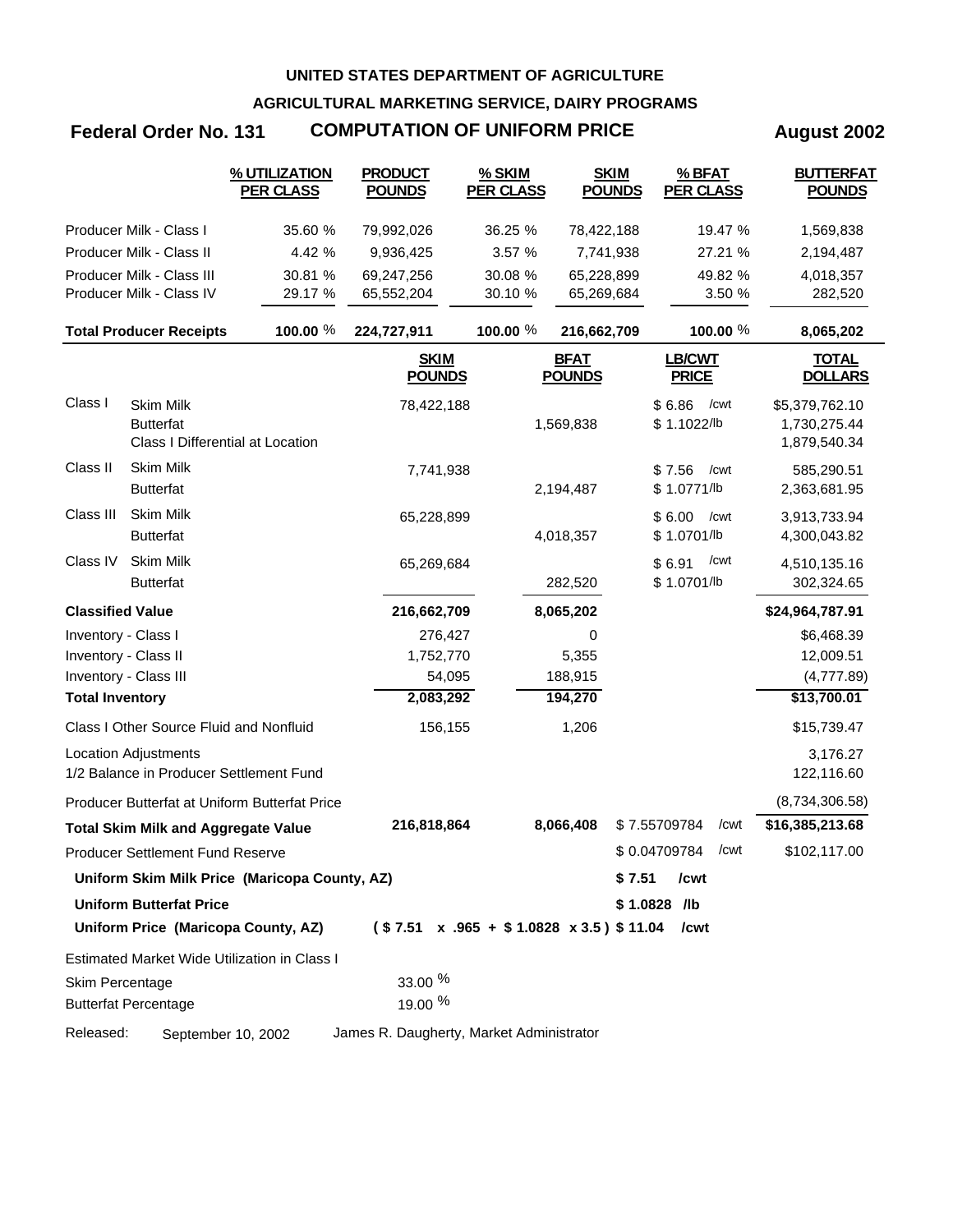**UNITED STATES DEPARTMENT OF AGRICULTURE**

**AGRICULTURAL MARKETING SERVICE, DAIRY PROGRAMS**

# Federal Order No. 131 COMPUTATION OF UNIFORM PRICE August 2002

| | % UTILIZATION PER CLASS | PRODUCT POUNDS | % SKIM PER CLASS | SKIM POUNDS | % BFAT PER CLASS | BUTTERFAT POUNDS |
|---|---|---|---|---|---|---|
| Producer Milk - Class I | 35.60 % | 79,992,026 | 36.25 % | 78,422,188 | 19.47 % | 1,569,838 |
| Producer Milk - Class II | 4.42 % | 9,936,425 | 3.57 % | 7,741,938 | 27.21 % | 2,194,487 |
| Producer Milk - Class III | 30.81 % | 69,247,256 | 30.08 % | 65,228,899 | 49.82 % | 4,018,357 |
| Producer Milk - Class IV | 29.17 % | 65,552,204 | 30.10 % | 65,269,684 | 3.50 % | 282,520 |
| **Total Producer Receipts** | **100.00 %** | **224,727,911** | **100.00 %** | **216,662,709** | **100.00 %** | **8,065,202** |

| | | SKIM POUNDS | BFAT POUNDS | LB/CWT PRICE | TOTAL DOLLARS |
|---|---|---|---|---|---|
| Class I | Skim Milk | 78,422,188 | | $ 6.86 /cwt | $5,379,762.10 |
| | Butterfat | | 1,569,838 | $ 1.1022/lb | 1,730,275.44 |
| | Class I Differential at Location | | | | 1,879,540.34 |
| Class II | Skim Milk | 7,741,938 | | $ 7.56 /cwt | 585,290.51 |
| | Butterfat | | 2,194,487 | $ 1.0771/lb | 2,363,681.95 |
| Class III | Skim Milk | 65,228,899 | | $ 6.00 /cwt | 3,913,733.94 |
| | Butterfat | | 4,018,357 | $ 1.0701/lb | 4,300,043.82 |
| Class IV | Skim Milk | 65,269,684 | | $ 6.91 /cwt | 4,510,135.16 |
| | Butterfat | | 282,520 | $ 1.0701/lb | 302,324.65 |
| **Classified Value** | | **216,662,709** | **8,065,202** | | **$24,964,787.91** |
| Inventory - Class I | | 276,427 | 0 | | $6,468.39 |
| Inventory - Class II | | 1,752,770 | 5,355 | | 12,009.51 |
| Inventory - Class III | | 54,095 | 188,915 | | (4,777.89) |
| **Total Inventory** | | **2,083,292** | **194,270** | | **$13,700.01** |
| Class I Other Source Fluid and Nonfluid | | 156,155 | 1,206 | | $15,739.47 |
| Location Adjustments | | | | | 3,176.27 |
| 1/2 Balance in Producer Settlement Fund | | | | | 122,116.60 |
| Producer Butterfat at Uniform Butterfat Price | | | | | (8,734,306.58) |
| **Total Skim Milk and Aggregate Value** | | **216,818,864** | **8,066,408** | $ 7.55709784 /cwt | **$16,385,213.68** |
| Producer Settlement Fund Reserve | | | | $ 0.04709784 /cwt | $102,117.00 |
| **Uniform Skim Milk Price (Maricopa County, AZ)** | | | | **$ 7.51 /cwt** | |
| **Uniform Butterfat Price** | | | | **$ 1.0828 /lb** | |
| **Uniform Price (Maricopa County, AZ)** | | **( $ 7.51 x .965 + $ 1.0828 x 3.5 )** | | **$ 11.04 /cwt** | |

Estimated Market Wide Utilization in Class I

| | |
|---|---|
| Skim Percentage | 33.00 % |
| Butterfat Percentage | 19.00 % |

Released: September 10, 2002 James R. Daugherty, Market Administrator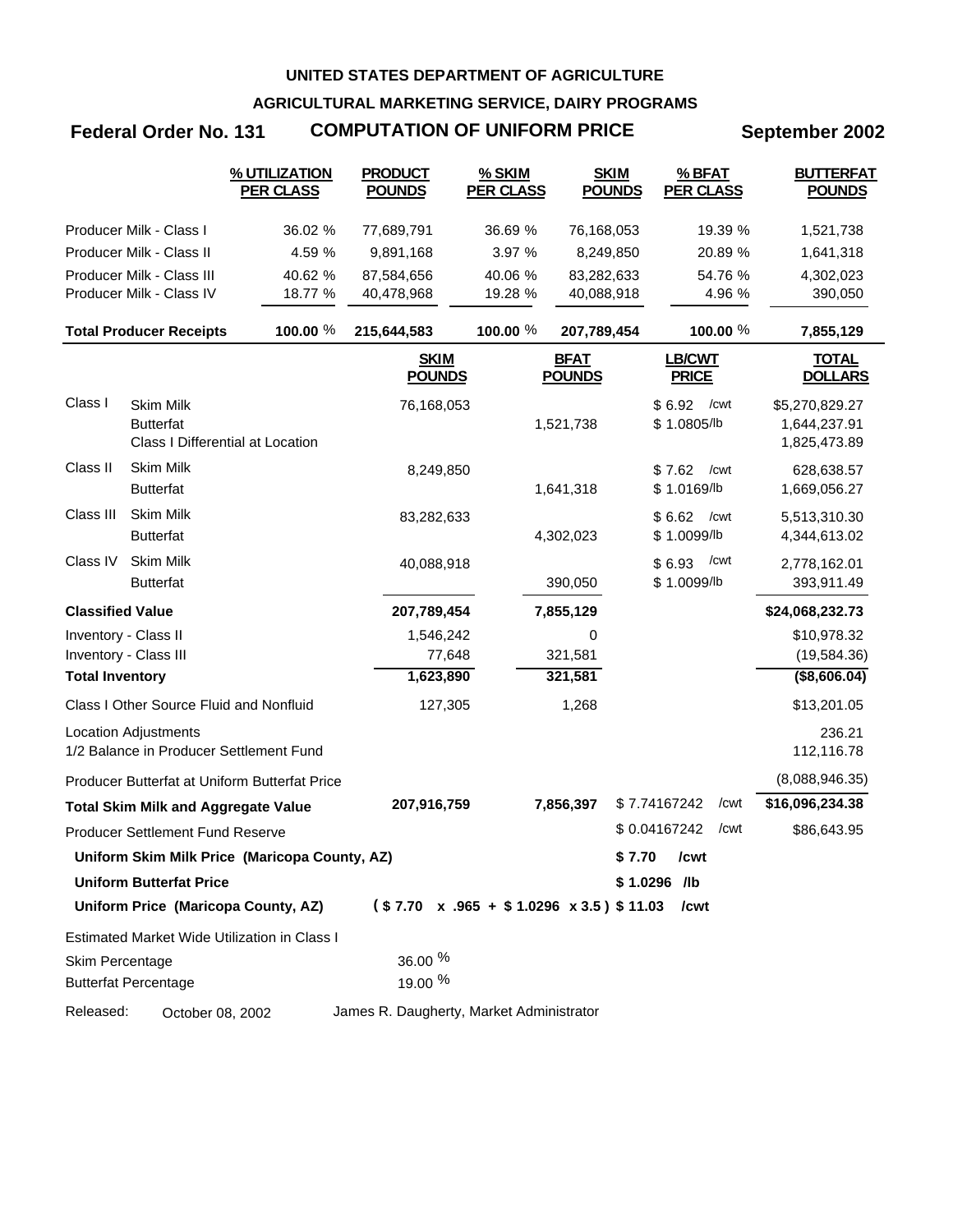**UNITED STATES DEPARTMENT OF AGRICULTURE**

**AGRICULTURAL MARKETING SERVICE, DAIRY PROGRAMS**

## Federal Order No. 131 — COMPUTATION OF UNIFORM PRICE — September 2002

| | % UTILIZATION PER CLASS | PRODUCT POUNDS | % SKIM PER CLASS | SKIM POUNDS | % BFAT PER CLASS | BUTTERFAT POUNDS |
|---|---|---|---|---|---|---|
| Producer Milk - Class I | 36.02 % | 77,689,791 | 36.69 % | 76,168,053 | 19.39 % | 1,521,738 |
| Producer Milk - Class II | 4.59 % | 9,891,168 | 3.97 % | 8,249,850 | 20.89 % | 1,641,318 |
| Producer Milk - Class III | 40.62 % | 87,584,656 | 40.06 % | 83,282,633 | 54.76 % | 4,302,023 |
| Producer Milk - Class IV | 18.77 % | 40,478,968 | 19.28 % | 40,088,918 | 4.96 % | 390,050 |
| **Total Producer Receipts** | **100.00 %** | **215,644,583** | **100.00 %** | **207,789,454** | **100.00 %** | **7,855,129** |

| | | SKIM POUNDS | BFAT POUNDS | LB/CWT PRICE | TOTAL DOLLARS |
|---|---|---|---|---|---|
| Class I | Skim Milk | 76,168,053 | | $ 6.92 /cwt | $5,270,829.27 |
| | Butterfat | | 1,521,738 | $ 1.0805/lb | 1,644,237.91 |
| | Class I Differential at Location | | | | 1,825,473.89 |
| Class II | Skim Milk | 8,249,850 | | $ 7.62 /cwt | 628,638.57 |
| | Butterfat | | 1,641,318 | $ 1.0169/lb | 1,669,056.27 |
| Class III | Skim Milk | 83,282,633 | | $ 6.62 /cwt | 5,513,310.30 |
| | Butterfat | | 4,302,023 | $ 1.0099/lb | 4,344,613.02 |
| Class IV | Skim Milk | 40,088,918 | | $ 6.93 /cwt | 2,778,162.01 |
| | Butterfat | | 390,050 | $ 1.0099/lb | 393,911.49 |
| **Classified Value** | | **207,789,454** | **7,855,129** | | **$24,068,232.73** |
| Inventory - Class II | | 1,546,242 | 0 | | $10,978.32 |
| Inventory - Class III | | 77,648 | 321,581 | | (19,584.36) |
| **Total Inventory** | | **1,623,890** | **321,581** | | **($8,606.04)** |
| Class I Other Source Fluid and Nonfluid | | 127,305 | 1,268 | | $13,201.05 |
| Location Adjustments | | | | | 236.21 |
| 1/2 Balance in Producer Settlement Fund | | | | | 112,116.78 |
| Producer Butterfat at Uniform Butterfat Price | | | | | (8,088,946.35) |
| **Total Skim Milk and Aggregate Value** | | **207,916,759** | **7,856,397** | $ 7.74167242 /cwt | **$16,096,234.38** |
| Producer Settlement Fund Reserve | | | | $ 0.04167242 /cwt | $86,643.95 |

**Uniform Skim Milk Price (Maricopa County, AZ)** — **$ 7.70 /cwt**

**Uniform Butterfat Price** — **$ 1.0296 /lb**

**Uniform Price (Maricopa County, AZ)** — **( $ 7.70 x .965 + $ 1.0296 x 3.5 ) $ 11.03 /cwt**

Estimated Market Wide Utilization in Class I

| | |
|---|---|
| Skim Percentage | 36.00 % |
| Butterfat Percentage | 19.00 % |

Released: October 08, 2002 — James R. Daugherty, Market Administrator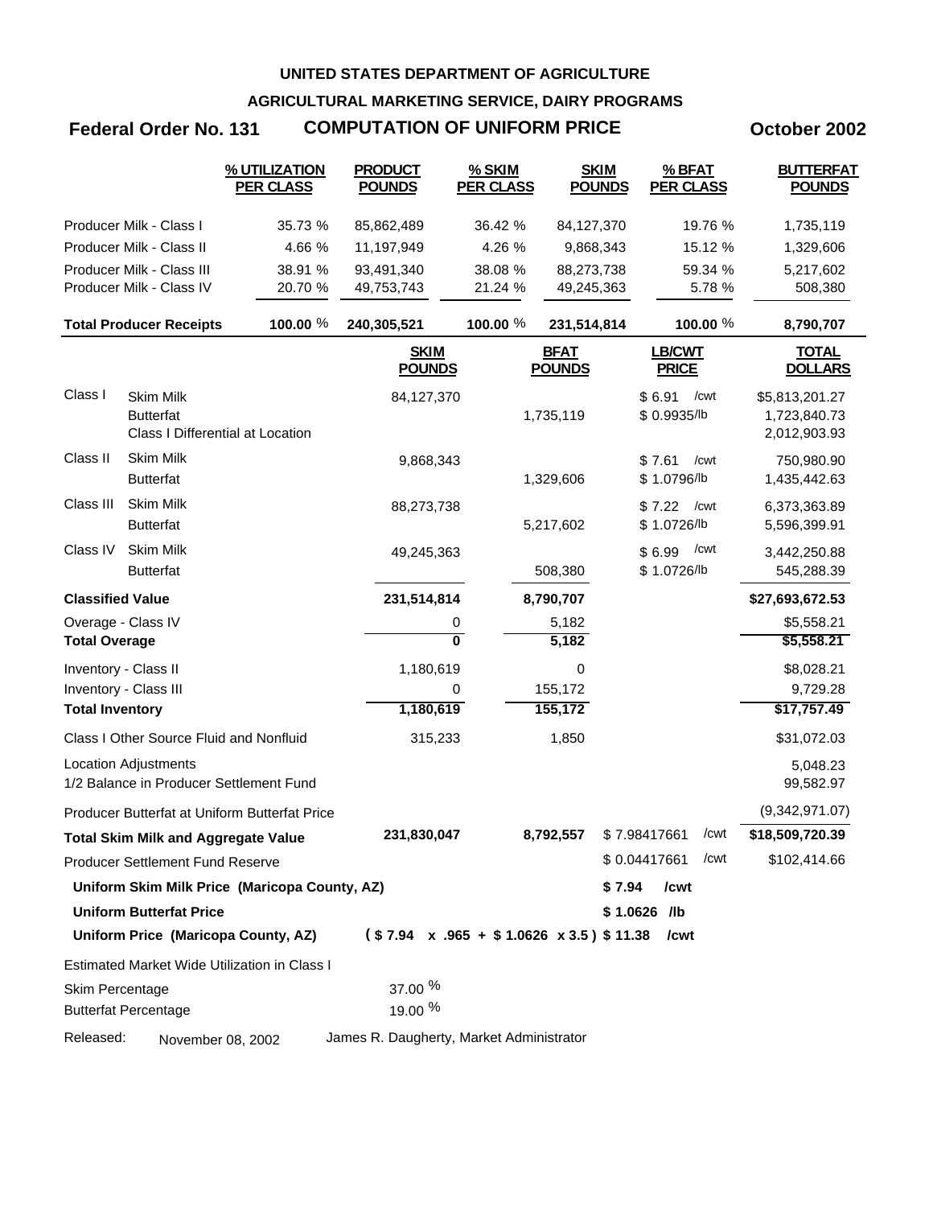**UNITED STATES DEPARTMENT OF AGRICULTURE**

**AGRICULTURAL MARKETING SERVICE, DAIRY PROGRAMS**

## Federal Order No. 131 — COMPUTATION OF UNIFORM PRICE — October 2002

| | % UTILIZATION PER CLASS | PRODUCT POUNDS | % SKIM PER CLASS | SKIM POUNDS | % BFAT PER CLASS | BUTTERFAT POUNDS |
|---|---|---|---|---|---|---|
| Producer Milk - Class I | 35.73 % | 85,862,489 | 36.42 % | 84,127,370 | 19.76 % | 1,735,119 |
| Producer Milk - Class II | 4.66 % | 11,197,949 | 4.26 % | 9,868,343 | 15.12 % | 1,329,606 |
| Producer Milk - Class III | 38.91 % | 93,491,340 | 38.08 % | 88,273,738 | 59.34 % | 5,217,602 |
| Producer Milk - Class IV | 20.70 % | 49,753,743 | 21.24 % | 49,245,363 | 5.78 % | 508,380 |
| **Total Producer Receipts** | **100.00 %** | **240,305,521** | **100.00 %** | **231,514,814** | **100.00 %** | **8,790,707** |

| | | SKIM POUNDS | BFAT POUNDS | LB/CWT PRICE | TOTAL DOLLARS |
|---|---|---|---|---|---|
| Class I | Skim Milk | 84,127,370 | | $ 6.91 /cwt | $5,813,201.27 |
| | Butterfat | | 1,735,119 | $ 0.9935/lb | 1,723,840.73 |
| | Class I Differential at Location | | | | 2,012,903.93 |
| Class II | Skim Milk | 9,868,343 | | $ 7.61 /cwt | 750,980.90 |
| | Butterfat | | 1,329,606 | $ 1.0796/lb | 1,435,442.63 |
| Class III | Skim Milk | 88,273,738 | | $ 7.22 /cwt | 6,373,363.89 |
| | Butterfat | | 5,217,602 | $ 1.0726/lb | 5,596,399.91 |
| Class IV | Skim Milk | 49,245,363 | | $ 6.99 /cwt | 3,442,250.88 |
| | Butterfat | | 508,380 | $ 1.0726/lb | 545,288.39 |
| **Classified Value** | | **231,514,814** | **8,790,707** | | **$27,693,672.53** |
| Overage - Class IV | | 0 | 5,182 | | $5,558.21 |
| **Total Overage** | | **0** | **5,182** | | **$5,558.21** |
| Inventory - Class II | | 1,180,619 | 0 | | $8,028.21 |
| Inventory - Class III | | 0 | 155,172 | | 9,729.28 |
| **Total Inventory** | | **1,180,619** | **155,172** | | **$17,757.49** |
| Class I Other Source Fluid and Nonfluid | | 315,233 | 1,850 | | $31,072.03 |
| Location Adjustments | | | | | 5,048.23 |
| 1/2 Balance in Producer Settlement Fund | | | | | 99,582.97 |
| Producer Butterfat at Uniform Butterfat Price | | | | | (9,342,971.07) |
| **Total Skim Milk and Aggregate Value** | | **231,830,047** | **8,792,557** | $ 7.98417661 /cwt | **$18,509,720.39** |
| Producer Settlement Fund Reserve | | | | $ 0.04417661 /cwt | $102,414.66 |

**Uniform Skim Milk Price (Maricopa County, AZ)** — **$ 7.94 /cwt**

**Uniform Butterfat Price** — **$ 1.0626 /lb**

**Uniform Price (Maricopa County, AZ)** — **( $ 7.94 x .965 + $ 1.0626 x 3.5 ) $ 11.38 /cwt**

Estimated Market Wide Utilization in Class I

| | |
|---|---|
| Skim Percentage | 37.00 % |
| Butterfat Percentage | 19.00 % |

Released: November 08, 2002 — James R. Daugherty, Market Administrator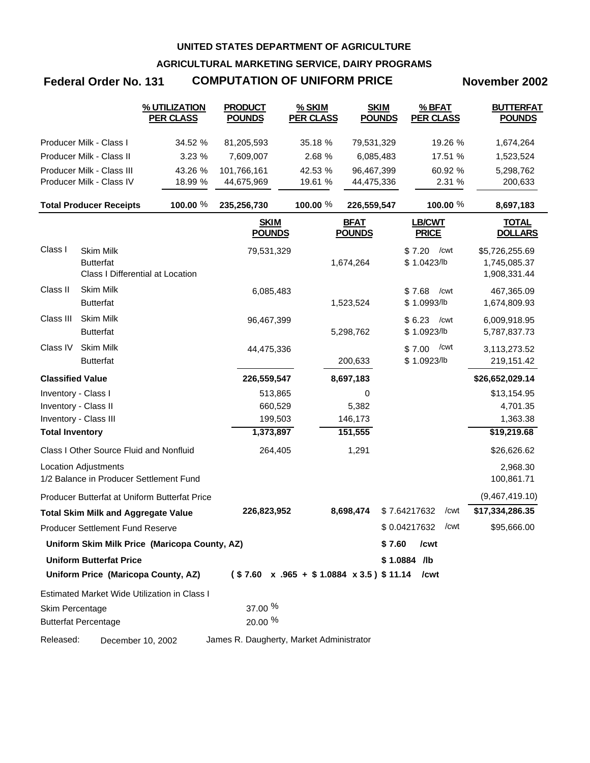UNITED STATES DEPARTMENT OF AGRICULTURE

AGRICULTURAL MARKETING SERVICE, DAIRY PROGRAMS

## Federal Order No. 131 COMPUTATION OF UNIFORM PRICE November 2002

| | % UTILIZATION PER CLASS | PRODUCT POUNDS | % SKIM PER CLASS | SKIM POUNDS | % BFAT PER CLASS | BUTTERFAT POUNDS |
|---|---|---|---|---|---|---|
| Producer Milk - Class I | 34.52 % | 81,205,593 | 35.18 % | 79,531,329 | 19.26 % | 1,674,264 |
| Producer Milk - Class II | 3.23 % | 7,609,007 | 2.68 % | 6,085,483 | 17.51 % | 1,523,524 |
| Producer Milk - Class III | 43.26 % | 101,766,161 | 42.53 % | 96,467,399 | 60.92 % | 5,298,762 |
| Producer Milk - Class IV | 18.99 % | 44,675,969 | 19.61 % | 44,475,336 | 2.31 % | 200,633 |
| **Total Producer Receipts** | **100.00 %** | **235,256,730** | **100.00 %** | **226,559,547** | **100.00 %** | **8,697,183** |

| | | SKIM POUNDS | BFAT POUNDS | LB/CWT PRICE | TOTAL DOLLARS |
|---|---|---|---|---|---|
| Class I | Skim Milk | 79,531,329 | | $ 7.20 /cwt | $5,726,255.69 |
| | Butterfat | | 1,674,264 | $ 1.0423/lb | 1,745,085.37 |
| | Class I Differential at Location | | | | 1,908,331.44 |
| Class II | Skim Milk | 6,085,483 | | $ 7.68 /cwt | 467,365.09 |
| | Butterfat | | 1,523,524 | $ 1.0993/lb | 1,674,809.93 |
| Class III | Skim Milk | 96,467,399 | | $ 6.23 /cwt | 6,009,918.95 |
| | Butterfat | | 5,298,762 | $ 1.0923/lb | 5,787,837.73 |
| Class IV | Skim Milk | 44,475,336 | | $ 7.00 /cwt | 3,113,273.52 |
| | Butterfat | | 200,633 | $ 1.0923/lb | 219,151.42 |
| **Classified Value** | | **226,559,547** | **8,697,183** | | **$26,652,029.14** |
| Inventory - Class I | | 513,865 | 0 | | $13,154.95 |
| Inventory - Class II | | 660,529 | 5,382 | | 4,701.35 |
| Inventory - Class III | | 199,503 | 146,173 | | 1,363.38 |
| **Total Inventory** | | **1,373,897** | **151,555** | | **$19,219.68** |
| Class I Other Source Fluid and Nonfluid | | 264,405 | 1,291 | | $26,626.62 |
| Location Adjustments | | | | | 2,968.30 |
| 1/2 Balance in Producer Settlement Fund | | | | | 100,861.71 |
| Producer Butterfat at Uniform Butterfat Price | | | | | (9,467,419.10) |
| **Total Skim Milk and Aggregate Value** | | **226,823,952** | **8,698,474** | $ 7.64217632 /cwt | **$17,334,286.35** |
| Producer Settlement Fund Reserve | | | | $ 0.04217632 /cwt | $95,666.00 |
| **Uniform Skim Milk Price (Maricopa County, AZ)** | | | | **$ 7.60 /cwt** | |
| **Uniform Butterfat Price** | | | | **$ 1.0884 /lb** | |
| **Uniform Price (Maricopa County, AZ)** | | **( $ 7.60 x .965 + $ 1.0884 x 3.5 )** | | **$ 11.14 /cwt** | |

Estimated Market Wide Utilization in Class I

| | |
|---|---|
| Skim Percentage | 37.00 % |
| Butterfat Percentage | 20.00 % |

Released: December 10, 2002 James R. Daugherty, Market Administrator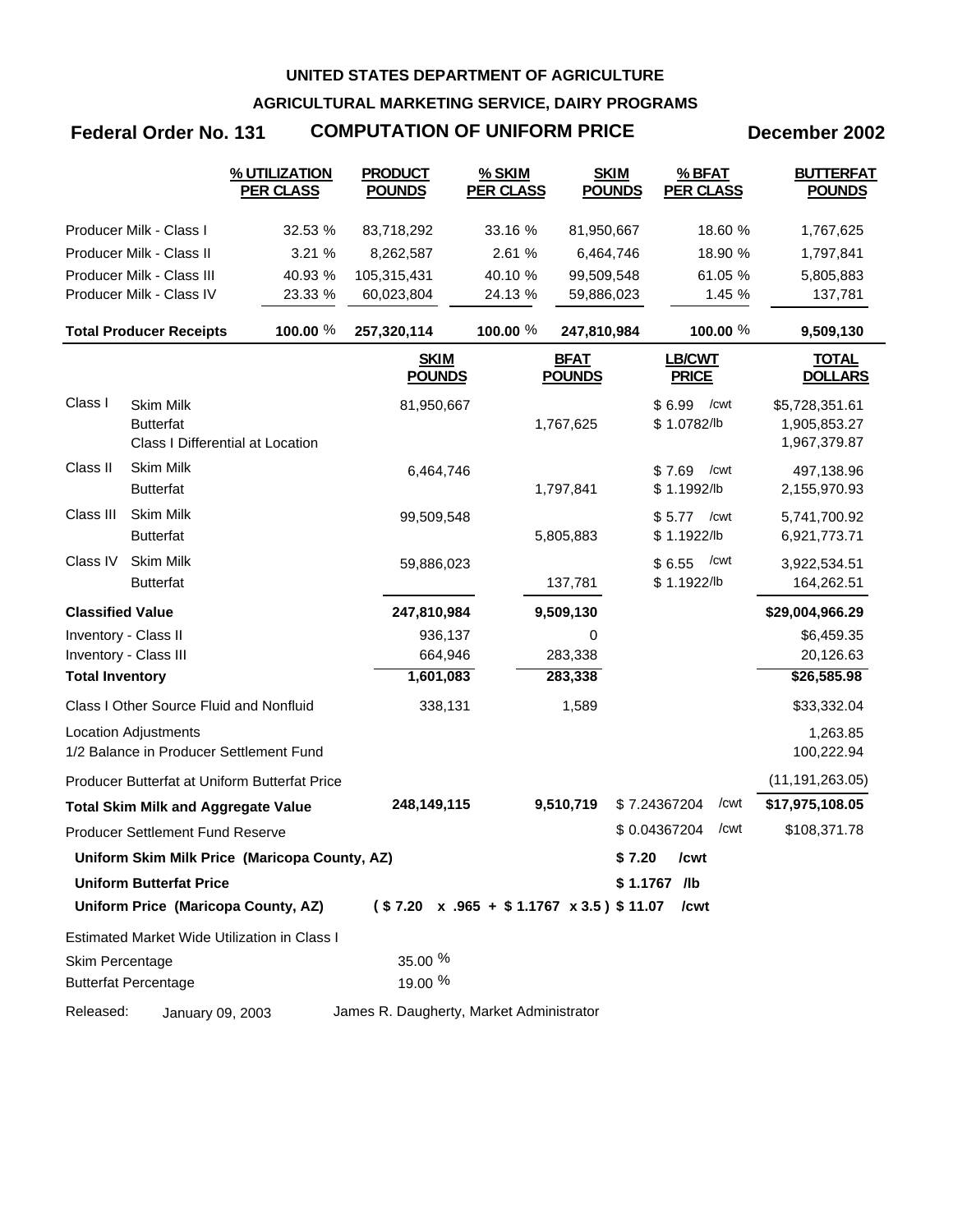**UNITED STATES DEPARTMENT OF AGRICULTURE**

**AGRICULTURAL MARKETING SERVICE, DAIRY PROGRAMS**

## Federal Order No. 131 — COMPUTATION OF UNIFORM PRICE — December 2002

| | % UTILIZATION PER CLASS | PRODUCT POUNDS | % SKIM PER CLASS | SKIM POUNDS | % BFAT PER CLASS | BUTTERFAT POUNDS |
|---|---|---|---|---|---|---|
| Producer Milk - Class I | 32.53 % | 83,718,292 | 33.16 % | 81,950,667 | 18.60 % | 1,767,625 |
| Producer Milk - Class II | 3.21 % | 8,262,587 | 2.61 % | 6,464,746 | 18.90 % | 1,797,841 |
| Producer Milk - Class III | 40.93 % | 105,315,431 | 40.10 % | 99,509,548 | 61.05 % | 5,805,883 |
| Producer Milk - Class IV | 23.33 % | 60,023,804 | 24.13 % | 59,886,023 | 1.45 % | 137,781 |
| **Total Producer Receipts** | **100.00** % | **257,320,114** | **100.00** % | **247,810,984** | **100.00** % | **9,509,130** |

| | | SKIM POUNDS | BFAT POUNDS | LB/CWT PRICE | TOTAL DOLLARS |
|---|---|---|---|---|---|
| Class I | Skim Milk | 81,950,667 | | \$ 6.99 /cwt | \$5,728,351.61 |
| | Butterfat | | 1,767,625 | \$ 1.0782/lb | 1,905,853.27 |
| | Class I Differential at Location | | | | 1,967,379.87 |
| Class II | Skim Milk | 6,464,746 | | \$ 7.69 /cwt | 497,138.96 |
| | Butterfat | | 1,797,841 | \$ 1.1992/lb | 2,155,970.93 |
| Class III | Skim Milk | 99,509,548 | | \$ 5.77 /cwt | 5,741,700.92 |
| | Butterfat | | 5,805,883 | \$ 1.1922/lb | 6,921,773.71 |
| Class IV | Skim Milk | 59,886,023 | | \$ 6.55 /cwt | 3,922,534.51 |
| | Butterfat | | 137,781 | \$ 1.1922/lb | 164,262.51 |
| **Classified Value** | | **247,810,984** | **9,509,130** | | **\$29,004,966.29** |
| Inventory - Class II | | 936,137 | 0 | | \$6,459.35 |
| Inventory - Class III | | 664,946 | 283,338 | | 20,126.63 |
| **Total Inventory** | | **1,601,083** | **283,338** | | **\$26,585.98** |
| Class I Other Source Fluid and Nonfluid | | 338,131 | 1,589 | | \$33,332.04 |
| Location Adjustments | | | | | 1,263.85 |
| 1/2 Balance in Producer Settlement Fund | | | | | 100,222.94 |
| Producer Butterfat at Uniform Butterfat Price | | | | | (11,191,263.05) |
| **Total Skim Milk and Aggregate Value** | | **248,149,115** | **9,510,719** | \$ 7.24367204 /cwt | **\$17,975,108.05** |
| Producer Settlement Fund Reserve | | | | \$ 0.04367204 /cwt | \$108,371.78 |

**Uniform Skim Milk Price (Maricopa County, AZ)** — **\$ 7.20 /cwt**

**Uniform Butterfat Price** — **\$ 1.1767 /lb**

**Uniform Price (Maricopa County, AZ)** — **( \$ 7.20 x .965 + \$ 1.1767 x 3.5 ) \$ 11.07 /cwt**

Estimated Market Wide Utilization in Class I

Skim Percentage — 35.00 %

Butterfat Percentage — 19.00 %

Released: January 09, 2003 — James R. Daugherty, Market Administrator